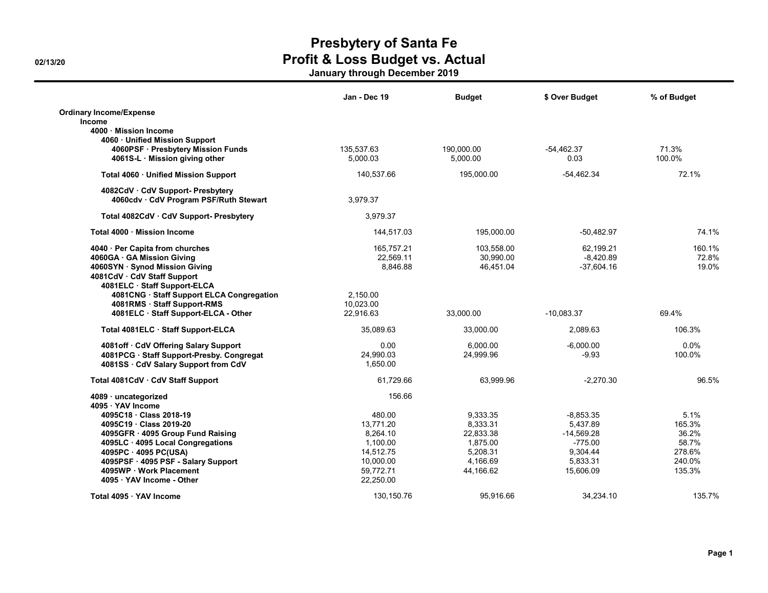# Presbytery of Santa Fe
## Profit & Loss Budget vs. Actual
### January through December 2019

02/13/20

| | Jan - Dec 19 | Budget | $ Over Budget | % of Budget |
|---|---|---|---|---|
| **Ordinary Income/Expense** | | | | |
| **Income** | | | | |
| **4000 · Mission Income** | | | | |
| **4060 · Unified Mission Support** | | | | |
| **4060PSF · Presbytery Mission Funds** | 135,537.63 | 190,000.00 | -54,462.37 | 71.3% |
| **4061S-L · Mission giving other** | 5,000.03 | 5,000.00 | 0.03 | 100.0% |
| **Total 4060 · Unified Mission Support** | 140,537.66 | 195,000.00 | -54,462.34 | 72.1% |
| **4082CdV · CdV Support- Presbytery** | | | | |
| **4060cdv · CdV Program PSF/Ruth Stewart** | 3,979.37 | | | |
| **Total 4082CdV · CdV Support- Presbytery** | 3,979.37 | | | |
| **Total 4000 · Mission Income** | 144,517.03 | 195,000.00 | -50,482.97 | 74.1% |
| **4040 · Per Capita from churches** | 165,757.21 | 103,558.00 | 62,199.21 | 160.1% |
| **4060GA · GA Mission Giving** | 22,569.11 | 30,990.00 | -8,420.89 | 72.8% |
| **4060SYN · Synod Mission Giving** | 8,846.88 | 46,451.04 | -37,604.16 | 19.0% |
| **4081CdV · CdV Staff Support** | | | | |
| **4081ELC · Staff Support-ELCA** | | | | |
| **4081CNG · Staff Support ELCA Congregation** | 2,150.00 | | | |
| **4081RMS · Staff Support-RMS** | 10,023.00 | | | |
| **4081ELC · Staff Support-ELCA - Other** | 22,916.63 | 33,000.00 | -10,083.37 | 69.4% |
| **Total 4081ELC · Staff Support-ELCA** | 35,089.63 | 33,000.00 | 2,089.63 | 106.3% |
| **4081off · CdV Offering Salary Support** | 0.00 | 6,000.00 | -6,000.00 | 0.0% |
| **4081PCG · Staff Support-Presby. Congregat** | 24,990.03 | 24,999.96 | -9.93 | 100.0% |
| **4081SS · CdV Salary Support from CdV** | 1,650.00 | | | |
| **Total 4081CdV · CdV Staff Support** | 61,729.66 | 63,999.96 | -2,270.30 | 96.5% |
| **4089 · uncategorized** | 156.66 | | | |
| **4095 · YAV Income** | | | | |
| **4095C18 · Class 2018-19** | 480.00 | 9,333.35 | -8,853.35 | 5.1% |
| **4095C19 · Class 2019-20** | 13,771.20 | 8,333.31 | 5,437.89 | 165.3% |
| **4095GFR · 4095 Group Fund Raising** | 8,264.10 | 22,833.38 | -14,569.28 | 36.2% |
| **4095LC · 4095 Local Congregations** | 1,100.00 | 1,875.00 | -775.00 | 58.7% |
| **4095PC · 4095 PC(USA)** | 14,512.75 | 5,208.31 | 9,304.44 | 278.6% |
| **4095PSF · 4095 PSF - Salary Support** | 10,000.00 | 4,166.69 | 5,833.31 | 240.0% |
| **4095WP · Work Placement** | 59,772.71 | 44,166.62 | 15,606.09 | 135.3% |
| **4095 · YAV Income - Other** | 22,250.00 | | | |
| **Total 4095 · YAV Income** | 130,150.76 | 95,916.66 | 34,234.10 | 135.7% |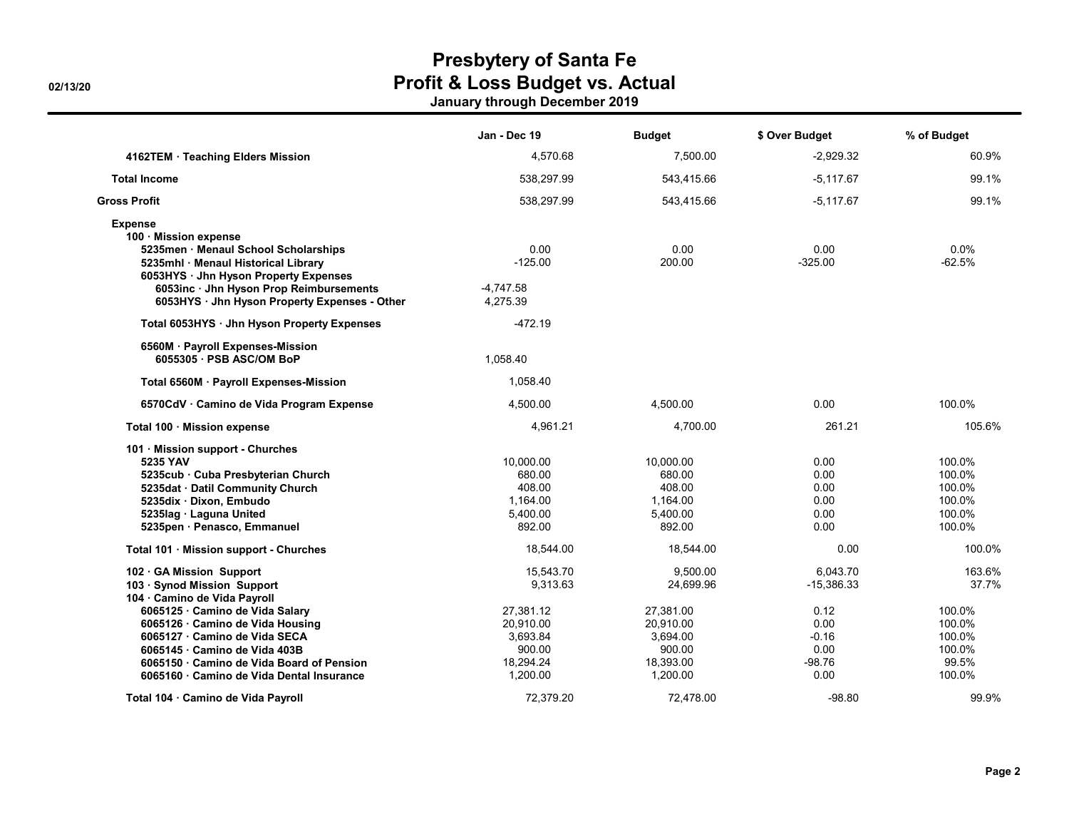# Presbytery of Santa Fe
## Profit & Loss Budget vs. Actual
### January through December 2019

02/13/20

| | Jan - Dec 19 | Budget | $ Over Budget | % of Budget |
|---|---|---|---|---|
| **4162TEM · Teaching Elders Mission** | 4,570.68 | 7,500.00 | -2,929.32 | 60.9% |
| **Total Income** | 538,297.99 | 543,415.66 | -5,117.67 | 99.1% |
| **Gross Profit** | 538,297.99 | 543,415.66 | -5,117.67 | 99.1% |
| **Expense** | | | | |
| **100 · Mission expense** | | | | |
| **5235men · Menaul School Scholarships** | 0.00 | 0.00 | 0.00 | 0.0% |
| **5235mhl · Menaul Historical Library** | -125.00 | 200.00 | -325.00 | -62.5% |
| **6053HYS · Jhn Hyson Property Expenses** | | | | |
| **6053inc · Jhn Hyson Prop Reimbursements** | -4,747.58 | | | |
| **6053HYS · Jhn Hyson Property Expenses - Other** | 4,275.39 | | | |
| **Total 6053HYS · Jhn Hyson Property Expenses** | -472.19 | | | |
| **6560M · Payroll Expenses-Mission** | | | | |
| **6055305 · PSB ASC/OM BoP** | 1,058.40 | | | |
| **Total 6560M · Payroll Expenses-Mission** | 1,058.40 | | | |
| **6570CdV · Camino de Vida Program Expense** | 4,500.00 | 4,500.00 | 0.00 | 100.0% |
| **Total 100 · Mission expense** | 4,961.21 | 4,700.00 | 261.21 | 105.6% |
| **101 · Mission support - Churches** | | | | |
| **5235 YAV** | 10,000.00 | 10,000.00 | 0.00 | 100.0% |
| **5235cub · Cuba Presbyterian Church** | 680.00 | 680.00 | 0.00 | 100.0% |
| **5235dat · Datil Community Church** | 408.00 | 408.00 | 0.00 | 100.0% |
| **5235dix · Dixon, Embudo** | 1,164.00 | 1,164.00 | 0.00 | 100.0% |
| **5235lag · Laguna United** | 5,400.00 | 5,400.00 | 0.00 | 100.0% |
| **5235pen · Penasco, Emmanuel** | 892.00 | 892.00 | 0.00 | 100.0% |
| **Total 101 · Mission support - Churches** | 18,544.00 | 18,544.00 | 0.00 | 100.0% |
| **102 · GA Mission Support** | 15,543.70 | 9,500.00 | 6,043.70 | 163.6% |
| **103 · Synod Mission Support** | 9,313.63 | 24,699.96 | -15,386.33 | 37.7% |
| **104 · Camino de Vida Payroll** | | | | |
| **6065125 · Camino de Vida Salary** | 27,381.12 | 27,381.00 | 0.12 | 100.0% |
| **6065126 · Camino de Vida Housing** | 20,910.00 | 20,910.00 | 0.00 | 100.0% |
| **6065127 · Camino de Vida SECA** | 3,693.84 | 3,694.00 | -0.16 | 100.0% |
| **6065145 · Camino de Vida 403B** | 900.00 | 900.00 | 0.00 | 100.0% |
| **6065150 · Camino de Vida Board of Pension** | 18,294.24 | 18,393.00 | -98.76 | 99.5% |
| **6065160 · Camino de Vida Dental Insurance** | 1,200.00 | 1,200.00 | 0.00 | 100.0% |
| **Total 104 · Camino de Vida Payroll** | 72,379.20 | 72,478.00 | -98.80 | 99.9% |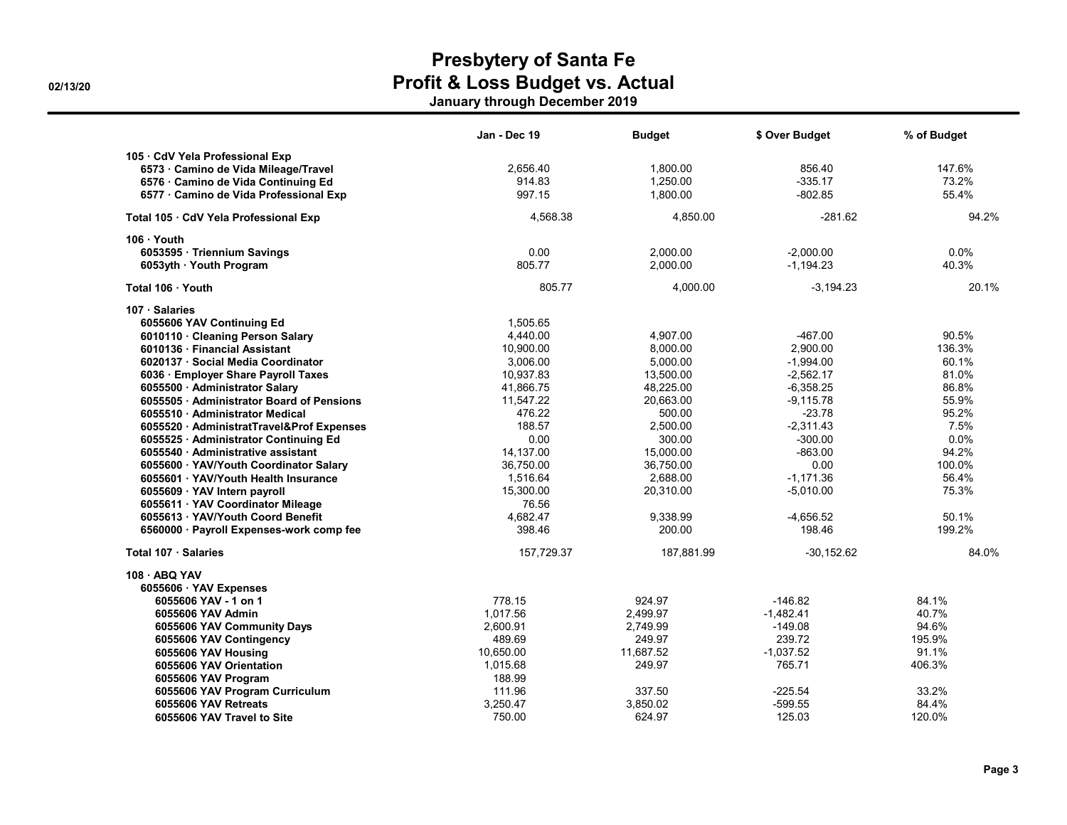# Presbytery of Santa Fe
## Profit & Loss Budget vs. Actual
### January through December 2019

02/13/20

| | Jan - Dec 19 | Budget | $ Over Budget | % of Budget |
|---|---|---|---|---|
| **105 · CdV Yela Professional Exp** | | | | |
| **6573 · Camino de Vida Mileage/Travel** | 2,656.40 | 1,800.00 | 856.40 | 147.6% |
| **6576 · Camino de Vida Continuing Ed** | 914.83 | 1,250.00 | -335.17 | 73.2% |
| **6577 · Camino de Vida Professional Exp** | 997.15 | 1,800.00 | -802.85 | 55.4% |
| **Total 105 · CdV Yela Professional Exp** | 4,568.38 | 4,850.00 | -281.62 | 94.2% |
| **106 · Youth** | | | | |
| **6053595 · Triennium Savings** | 0.00 | 2,000.00 | -2,000.00 | 0.0% |
| **6053yth · Youth Program** | 805.77 | 2,000.00 | -1,194.23 | 40.3% |
| **Total 106 · Youth** | 805.77 | 4,000.00 | -3,194.23 | 20.1% |
| **107 · Salaries** | | | | |
| **6055606 YAV Continuing Ed** | 1,505.65 | | | |
| **6010110 · Cleaning Person Salary** | 4,440.00 | 4,907.00 | -467.00 | 90.5% |
| **6010136 · Financial Assistant** | 10,900.00 | 8,000.00 | 2,900.00 | 136.3% |
| **6020137 · Social Media Coordinator** | 3,006.00 | 5,000.00 | -1,994.00 | 60.1% |
| **6036 · Employer Share Payroll Taxes** | 10,937.83 | 13,500.00 | -2,562.17 | 81.0% |
| **6055500 · Administrator Salary** | 41,866.75 | 48,225.00 | -6,358.25 | 86.8% |
| **6055505 · Administrator Board of Pensions** | 11,547.22 | 20,663.00 | -9,115.78 | 55.9% |
| **6055510 · Administrator Medical** | 476.22 | 500.00 | -23.78 | 95.2% |
| **6055520 · AdministratTravel&Prof Expenses** | 188.57 | 2,500.00 | -2,311.43 | 7.5% |
| **6055525 · Administrator Continuing Ed** | 0.00 | 300.00 | -300.00 | 0.0% |
| **6055540 · Administrative assistant** | 14,137.00 | 15,000.00 | -863.00 | 94.2% |
| **6055600 · YAV/Youth Coordinator Salary** | 36,750.00 | 36,750.00 | 0.00 | 100.0% |
| **6055601 · YAV/Youth Health Insurance** | 1,516.64 | 2,688.00 | -1,171.36 | 56.4% |
| **6055609 · YAV Intern payroll** | 15,300.00 | 20,310.00 | -5,010.00 | 75.3% |
| **6055611 · YAV Coordinator Mileage** | 76.56 | | | |
| **6055613 · YAV/Youth Coord Benefit** | 4,682.47 | 9,338.99 | -4,656.52 | 50.1% |
| **6560000 · Payroll Expenses-work comp fee** | 398.46 | 200.00 | 198.46 | 199.2% |
| **Total 107 · Salaries** | 157,729.37 | 187,881.99 | -30,152.62 | 84.0% |
| **108 · ABQ YAV** | | | | |
| **6055606 · YAV Expenses** | | | | |
| **6055606 YAV - 1 on 1** | 778.15 | 924.97 | -146.82 | 84.1% |
| **6055606 YAV Admin** | 1,017.56 | 2,499.97 | -1,482.41 | 40.7% |
| **6055606 YAV Community Days** | 2,600.91 | 2,749.99 | -149.08 | 94.6% |
| **6055606 YAV Contingency** | 489.69 | 249.97 | 239.72 | 195.9% |
| **6055606 YAV Housing** | 10,650.00 | 11,687.52 | -1,037.52 | 91.1% |
| **6055606 YAV Orientation** | 1,015.68 | 249.97 | 765.71 | 406.3% |
| **6055606 YAV Program** | 188.99 | | | |
| **6055606 YAV Program Curriculum** | 111.96 | 337.50 | -225.54 | 33.2% |
| **6055606 YAV Retreats** | 3,250.47 | 3,850.02 | -599.55 | 84.4% |
| **6055606 YAV Travel to Site** | 750.00 | 624.97 | 125.03 | 120.0% |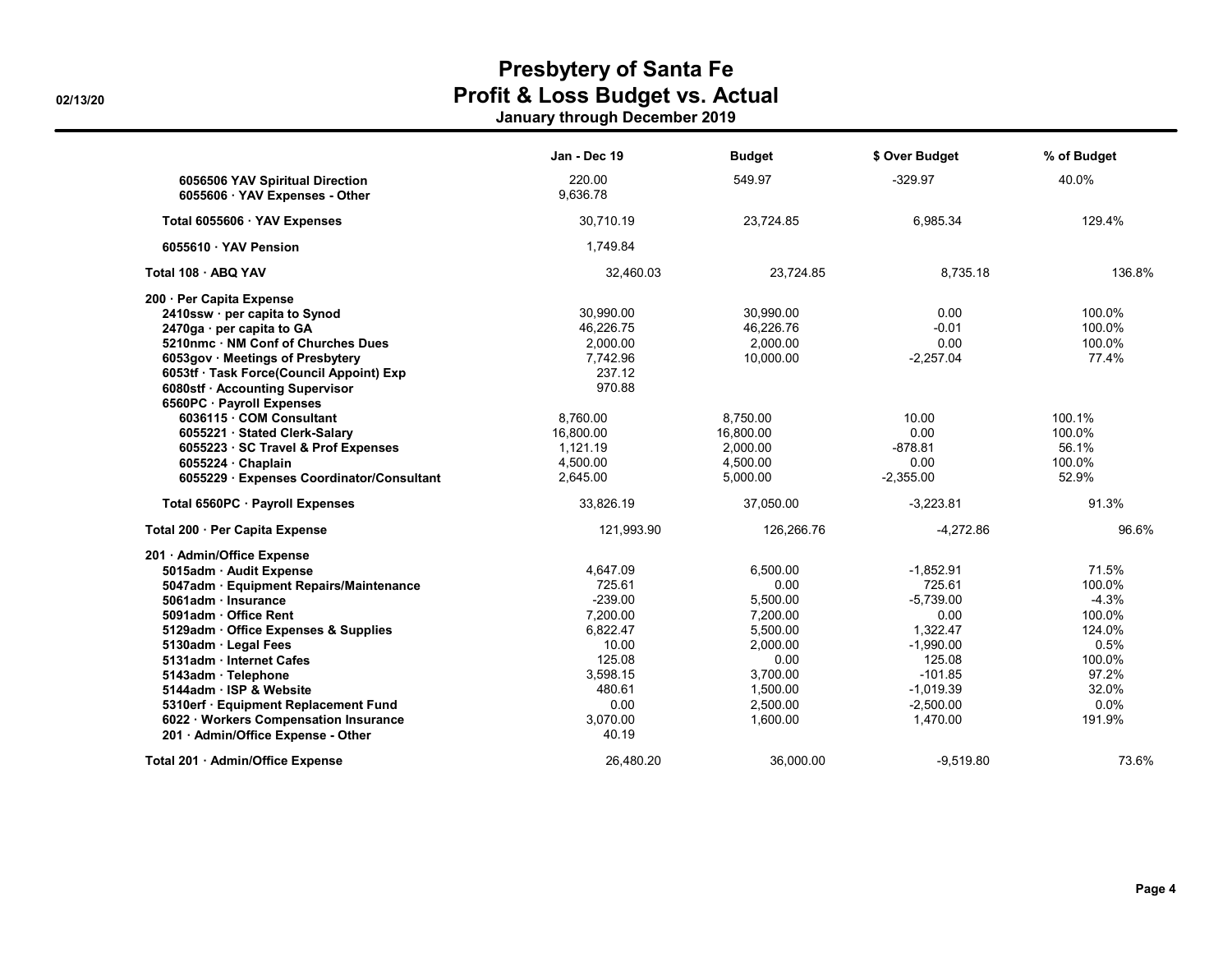# Presbytery of Santa Fe
## Profit & Loss Budget vs. Actual
### January through December 2019

02/13/20

| | Jan - Dec 19 | Budget | $ Over Budget | % of Budget |
|---|---|---|---|---|
| 6056506 YAV Spiritual Direction | 220.00 | 549.97 | -329.97 | 40.0% |
| 6055606 · YAV Expenses - Other | 9,636.78 | | | |
| Total 6055606 · YAV Expenses | 30,710.19 | 23,724.85 | 6,985.34 | 129.4% |
| 6055610 · YAV Pension | 1,749.84 | | | |
| Total 108 · ABQ YAV | 32,460.03 | 23,724.85 | 8,735.18 | 136.8% |
| 200 · Per Capita Expense | | | | |
| 2410ssw · per capita to Synod | 30,990.00 | 30,990.00 | 0.00 | 100.0% |
| 2470ga · per capita to GA | 46,226.75 | 46,226.76 | -0.01 | 100.0% |
| 5210nmc · NM Conf of Churches Dues | 2,000.00 | 2,000.00 | 0.00 | 100.0% |
| 6053gov · Meetings of Presbytery | 7,742.96 | 10,000.00 | -2,257.04 | 77.4% |
| 6053tf · Task Force(Council Appoint) Exp | 237.12 | | | |
| 6080stf · Accounting Supervisor | 970.88 | | | |
| 6560PC · Payroll Expenses | | | | |
| 6036115 · COM Consultant | 8,760.00 | 8,750.00 | 10.00 | 100.1% |
| 6055221 · Stated Clerk-Salary | 16,800.00 | 16,800.00 | 0.00 | 100.0% |
| 6055223 · SC Travel & Prof Expenses | 1,121.19 | 2,000.00 | -878.81 | 56.1% |
| 6055224 · Chaplain | 4,500.00 | 4,500.00 | 0.00 | 100.0% |
| 6055229 · Expenses Coordinator/Consultant | 2,645.00 | 5,000.00 | -2,355.00 | 52.9% |
| Total 6560PC · Payroll Expenses | 33,826.19 | 37,050.00 | -3,223.81 | 91.3% |
| Total 200 · Per Capita Expense | 121,993.90 | 126,266.76 | -4,272.86 | 96.6% |
| 201 · Admin/Office Expense | | | | |
| 5015adm · Audit Expense | 4,647.09 | 6,500.00 | -1,852.91 | 71.5% |
| 5047adm · Equipment Repairs/Maintenance | 725.61 | 0.00 | 725.61 | 100.0% |
| 5061adm · Insurance | -239.00 | 5,500.00 | -5,739.00 | -4.3% |
| 5091adm · Office Rent | 7,200.00 | 7,200.00 | 0.00 | 100.0% |
| 5129adm · Office Expenses & Supplies | 6,822.47 | 5,500.00 | 1,322.47 | 124.0% |
| 5130adm · Legal Fees | 10.00 | 2,000.00 | -1,990.00 | 0.5% |
| 5131adm · Internet Cafes | 125.08 | 0.00 | 125.08 | 100.0% |
| 5143adm · Telephone | 3,598.15 | 3,700.00 | -101.85 | 97.2% |
| 5144adm · ISP & Website | 480.61 | 1,500.00 | -1,019.39 | 32.0% |
| 5310erf · Equipment Replacement Fund | 0.00 | 2,500.00 | -2,500.00 | 0.0% |
| 6022 · Workers Compensation Insurance | 3,070.00 | 1,600.00 | 1,470.00 | 191.9% |
| 201 · Admin/Office Expense - Other | 40.19 | | | |
| Total 201 · Admin/Office Expense | 26,480.20 | 36,000.00 | -9,519.80 | 73.6% |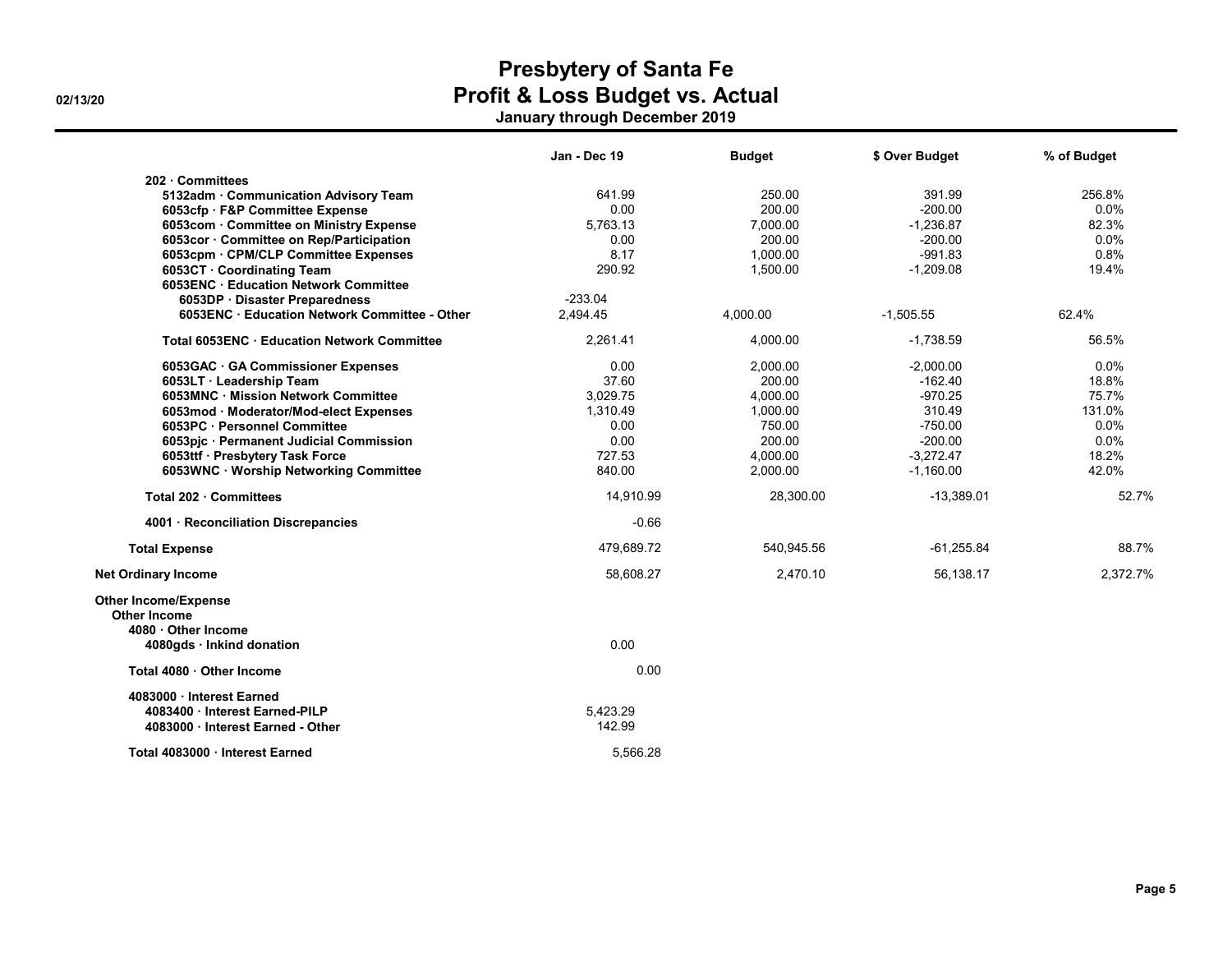# Presbytery of Santa Fe
## Profit & Loss Budget vs. Actual
### January through December 2019

02/13/20

| | Jan - Dec 19 | Budget | $ Over Budget | % of Budget |
|---|---|---|---|---|
| 202 · Committees | | | | |
| 5132adm · Communication Advisory Team | 641.99 | 250.00 | 391.99 | 256.8% |
| 6053cfp · F&P Committee Expense | 0.00 | 200.00 | -200.00 | 0.0% |
| 6053com · Committee on Ministry Expense | 5,763.13 | 7,000.00 | -1,236.87 | 82.3% |
| 6053cor · Committee on Rep/Participation | 0.00 | 200.00 | -200.00 | 0.0% |
| 6053cpm · CPM/CLP Committee Expenses | 8.17 | 1,000.00 | -991.83 | 0.8% |
| 6053CT · Coordinating Team | 290.92 | 1,500.00 | -1,209.08 | 19.4% |
| 6053ENC · Education Network Committee | | | | |
| 6053DP · Disaster Preparedness | -233.04 | | | |
| 6053ENC · Education Network Committee - Other | 2,494.45 | 4,000.00 | -1,505.55 | 62.4% |
| Total 6053ENC · Education Network Committee | 2,261.41 | 4,000.00 | -1,738.59 | 56.5% |
| 6053GAC · GA Commissioner Expenses | 0.00 | 2,000.00 | -2,000.00 | 0.0% |
| 6053LT · Leadership Team | 37.60 | 200.00 | -162.40 | 18.8% |
| 6053MNC · Mission Network Committee | 3,029.75 | 4,000.00 | -970.25 | 75.7% |
| 6053mod · Moderator/Mod-elect Expenses | 1,310.49 | 1,000.00 | 310.49 | 131.0% |
| 6053PC · Personnel Committee | 0.00 | 750.00 | -750.00 | 0.0% |
| 6053pjc · Permanent Judicial Commission | 0.00 | 200.00 | -200.00 | 0.0% |
| 6053ttf · Presbytery Task Force | 727.53 | 4,000.00 | -3,272.47 | 18.2% |
| 6053WNC · Worship Networking Committee | 840.00 | 2,000.00 | -1,160.00 | 42.0% |
| Total 202 · Committees | 14,910.99 | 28,300.00 | -13,389.01 | 52.7% |
| 4001 · Reconciliation Discrepancies | -0.66 | | | |
| Total Expense | 479,689.72 | 540,945.56 | -61,255.84 | 88.7% |
| Net Ordinary Income | 58,608.27 | 2,470.10 | 56,138.17 | 2,372.7% |
| Other Income/Expense | | | | |
| Other Income | | | | |
| 4080 · Other Income | | | | |
| 4080gds · Inkind donation | 0.00 | | | |
| Total 4080 · Other Income | 0.00 | | | |
| 4083000 · Interest Earned | | | | |
| 4083400 · Interest Earned-PILP | 5,423.29 | | | |
| 4083000 · Interest Earned - Other | 142.99 | | | |
| Total 4083000 · Interest Earned | 5,566.28 | | | |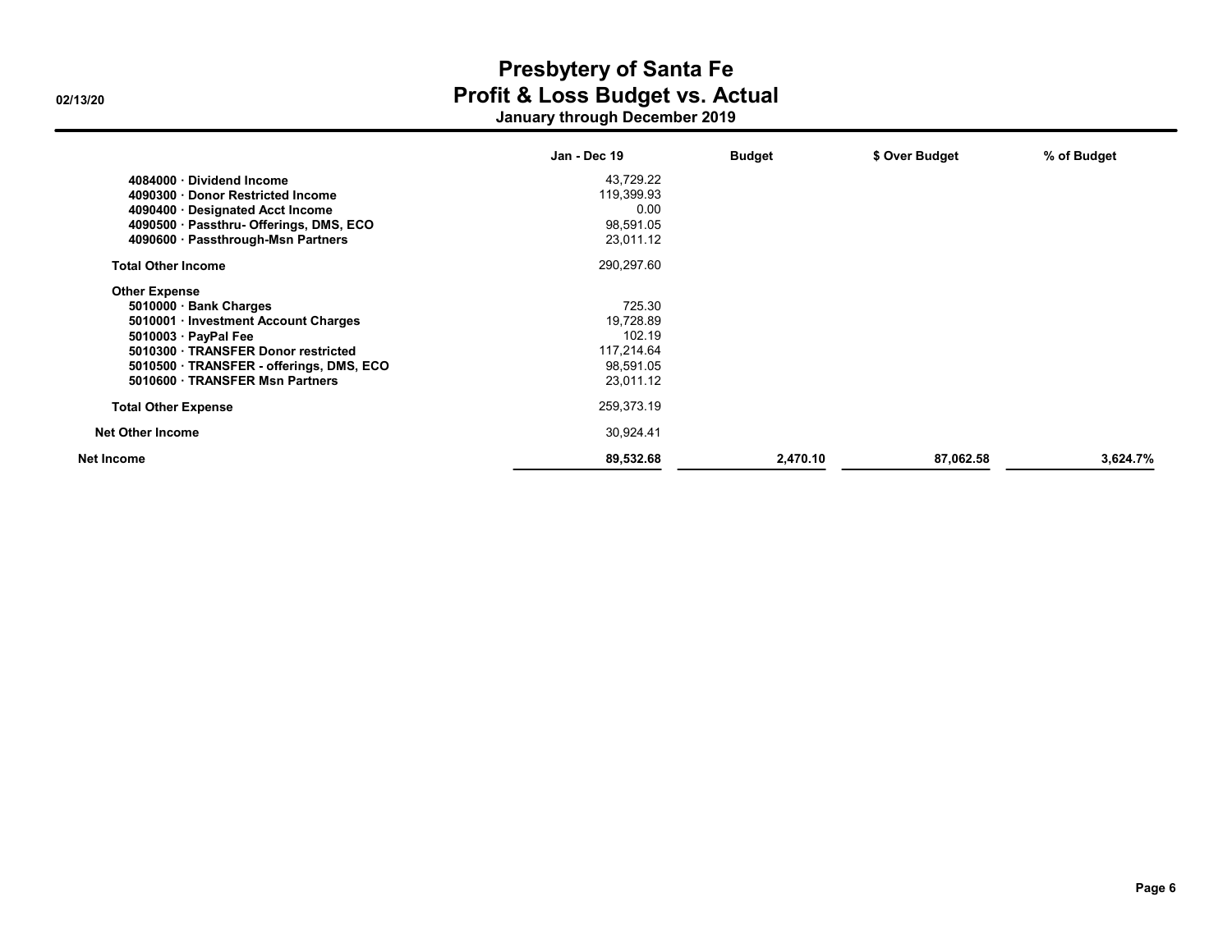# Presbytery of Santa Fe
## Profit & Loss Budget vs. Actual
### January through December 2019

02/13/20

| | Jan - Dec 19 | Budget | $ Over Budget | % of Budget |
|---|---|---|---|---|
| 4084000 · Dividend Income | 43,729.22 | | | |
| 4090300 · Donor Restricted Income | 119,399.93 | | | |
| 4090400 · Designated Acct Income | 0.00 | | | |
| 4090500 · Passthru- Offerings, DMS, ECO | 98,591.05 | | | |
| 4090600 · Passthrough-Msn Partners | 23,011.12 | | | |
| **Total Other Income** | 290,297.60 | | | |
| **Other Expense** | | | | |
| 5010000 · Bank Charges | 725.30 | | | |
| 5010001 · Investment Account Charges | 19,728.89 | | | |
| 5010003 · PayPal Fee | 102.19 | | | |
| 5010300 · TRANSFER Donor restricted | 117,214.64 | | | |
| 5010500 · TRANSFER - offerings, DMS, ECO | 98,591.05 | | | |
| 5010600 · TRANSFER Msn Partners | 23,011.12 | | | |
| **Total Other Expense** | 259,373.19 | | | |
| **Net Other Income** | 30,924.41 | | | |
| **Net Income** | **89,532.68** | **2,470.10** | **87,062.58** | **3,624.7%** |